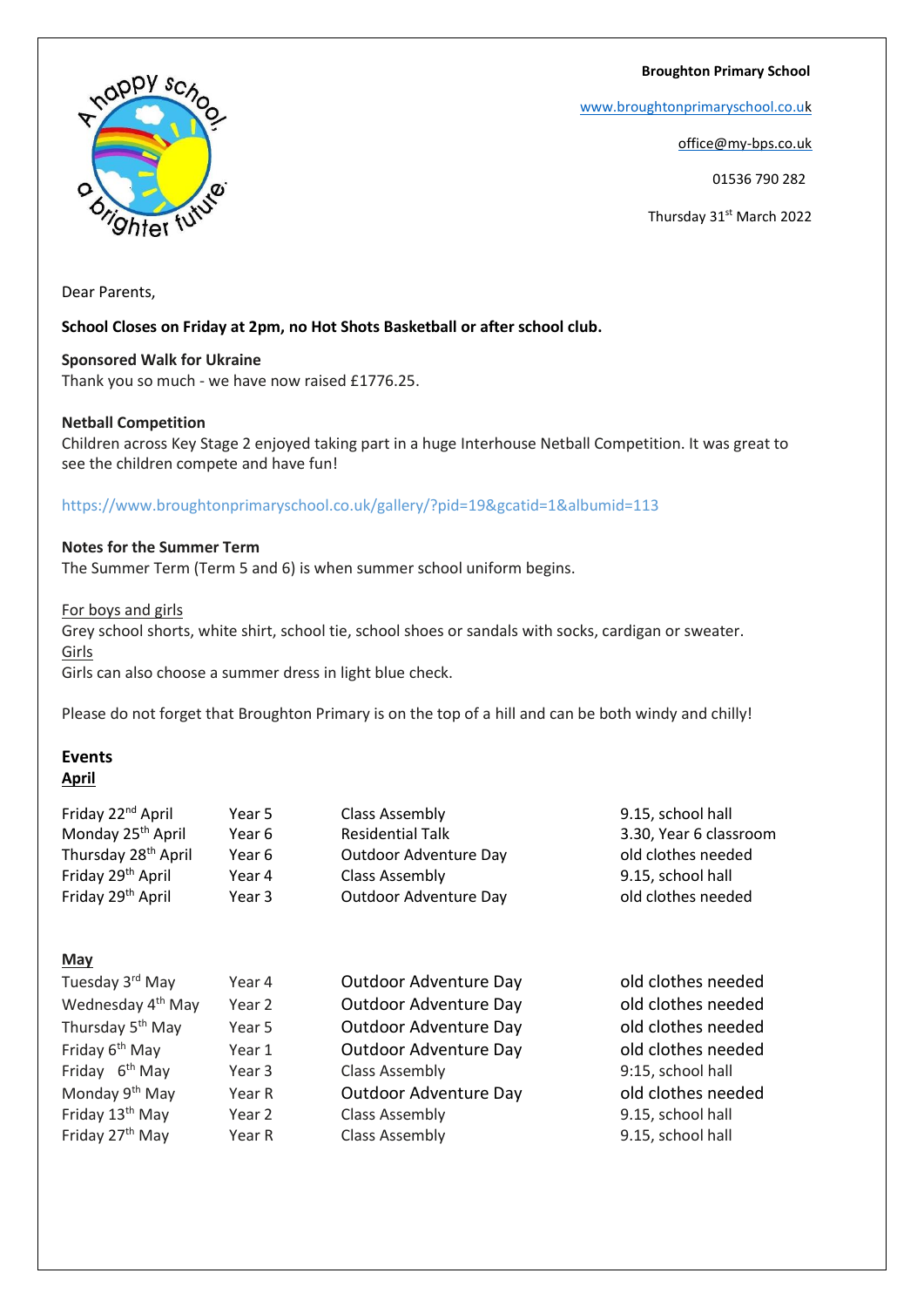**Broughton Primary School**

www.broughtonprimaryschool.co.uk

office@my-bps.co.uk

01536 790 282

Thursday 31st March 2022

Dear Parents,

**School Closes on Friday at 2pm, no Hot Shots Basketball or after school club.**

**Sponsored Walk for Ukraine**

Thank you so much - we have now raised £1776.25.

**Netball Competition**

Children across Key Stage 2 enjoyed taking part in a huge Interhouse Netball Competition. It was great to see the children compete and have fun!

https://www.broughtonprimaryschool.co.uk/gallery/?pid=19&gcatid=1&albumid=113

**Notes for the Summer Term**

The Summer Term (Term 5 and 6) is when summer school uniform begins.

For boys and girls

Grey school shorts, white shirt, school tie, school shoes or sandals with socks, cardigan or sweater.

Girls

Girls can also choose a summer dress in light blue check.

Please do not forget that Broughton Primary is on the top of a hill and can be both windy and chilly!

## Events

### April

| | | | |
|---|---|---|---|
| Friday 22nd April | Year 5 | Class Assembly | 9.15, school hall |
| Monday 25th April | Year 6 | Residential Talk | 3.30, Year 6 classroom |
| Thursday 28th April | Year 6 | Outdoor Adventure Day | old clothes needed |
| Friday 29th April | Year 4 | Class Assembly | 9.15, school hall |
| Friday 29th April | Year 3 | Outdoor Adventure Day | old clothes needed |

### May

| | | | |
|---|---|---|---|
| Tuesday 3rd May | Year 4 | Outdoor Adventure Day | old clothes needed |
| Wednesday 4th May | Year 2 | Outdoor Adventure Day | old clothes needed |
| Thursday 5th May | Year 5 | Outdoor Adventure Day | old clothes needed |
| Friday 6th May | Year 1 | Outdoor Adventure Day | old clothes needed |
| Friday 6th May | Year 3 | Class Assembly | 9:15, school hall |
| Monday 9th May | Year R | Outdoor Adventure Day | old clothes needed |
| Friday 13th May | Year 2 | Class Assembly | 9.15, school hall |
| Friday 27th May | Year R | Class Assembly | 9.15, school hall |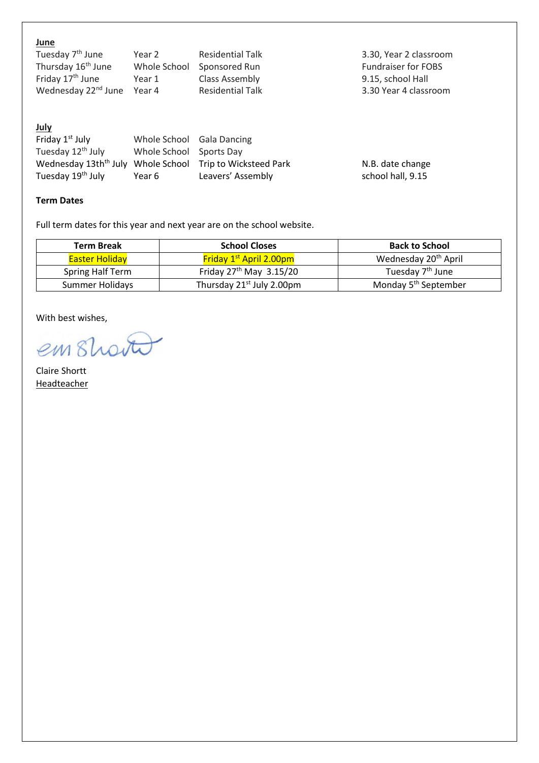**June**

| | | | |
|---|---|---|---|
| Tuesday 7th June | Year 2 | Residential Talk | 3.30, Year 2 classroom |
| Thursday 16th June | Whole School | Sponsored Run | Fundraiser for FOBS |
| Friday 17th June | Year 1 | Class Assembly | 9.15, school Hall |
| Wednesday 22nd June | Year 4 | Residential Talk | 3.30 Year 4 classroom |

**July**

| | | | |
|---|---|---|---|
| Friday 1st July | Whole School | Gala Dancing | |
| Tuesday 12th July | Whole School | Sports Day | |
| Wednesday 13thth July | Whole School | Trip to Wicksteed Park | N.B. date change |
| Tuesday 19th July | Year 6 | Leavers' Assembly | school hall, 9.15 |

**Term Dates**

Full term dates for this year and next year are on the school website.

| Term Break | School Closes | Back to School |
|---|---|---|
| Easter Holiday | Friday 1st April 2.00pm | Wednesday 20th April |
| Spring Half Term | Friday 27th May 3.15/20 | Tuesday 7th June |
| Summer Holidays | Thursday 21st July 2.00pm | Monday 5th September |

With best wishes,

Claire Shortt
Headteacher